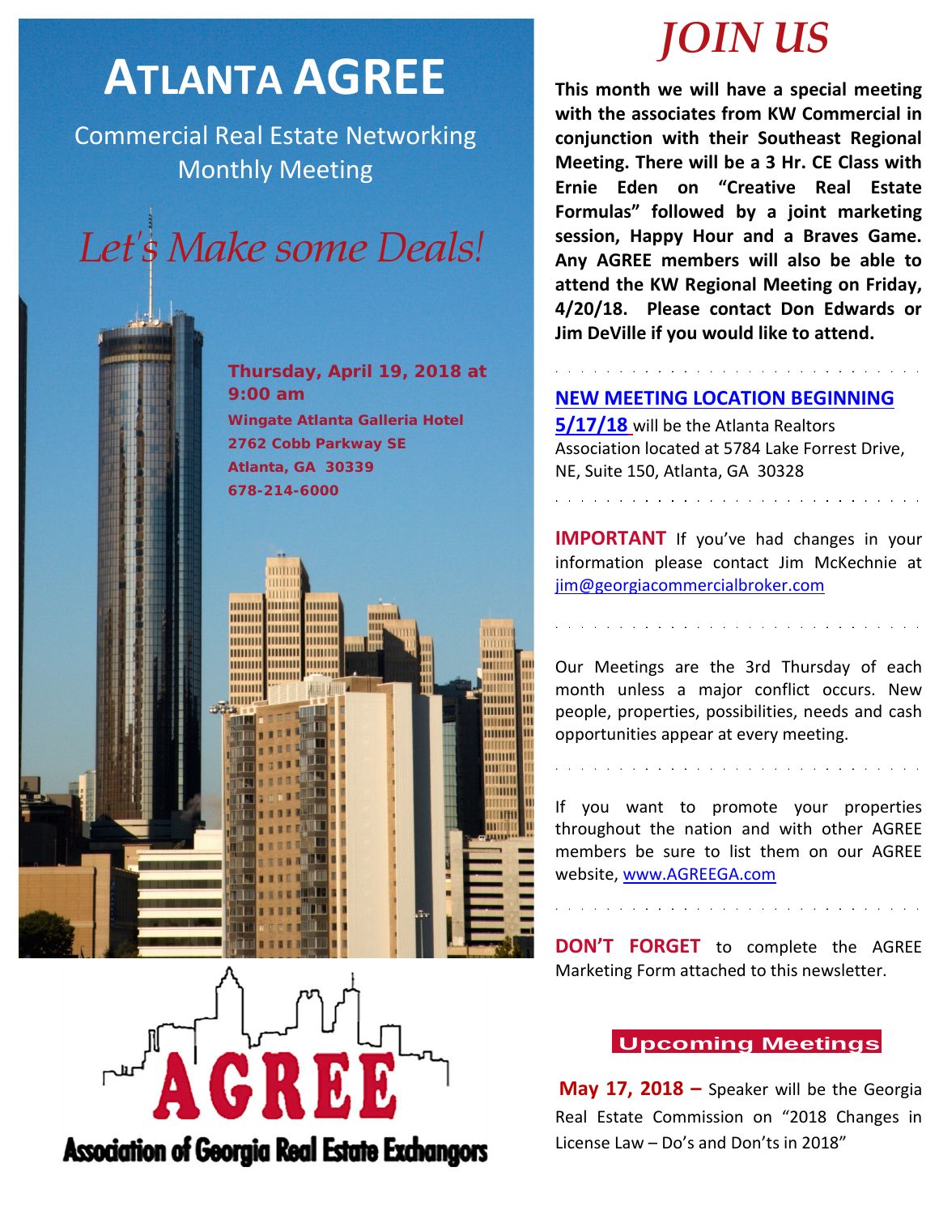# ATLANTA AGREE

Commercial Real Estate Networking Monthly Meeting

*Let's Make some Deals!*

**Thursday, April 19, 2018 at 9:00 am**

**Wingate Atlanta Galleria Hotel**
**2762 Cobb Parkway SE**
**Atlanta, GA 30339**
**678-214-6000**

AGREE

Association of Georgia Real Estate Exchangors

# *JOIN US*

**This month we will have a special meeting with the associates from KW Commercial in conjunction with their Southeast Regional Meeting. There will be a 3 Hr. CE Class with Ernie Eden on "Creative Real Estate Formulas" followed by a joint marketing session, Happy Hour and a Braves Game. Any AGREE members will also be able to attend the KW Regional Meeting on Friday, 4/20/18. Please contact Don Edwards or Jim DeVille if you would like to attend.**

**NEW MEETING LOCATION BEGINNING 5/17/18** will be the Atlanta Realtors Association located at 5784 Lake Forrest Drive, NE, Suite 150, Atlanta, GA 30328

**IMPORTANT** If you've had changes in your information please contact Jim McKechnie at jim@georgiacommercialbroker.com

Our Meetings are the 3rd Thursday of each month unless a major conflict occurs. New people, properties, possibilities, needs and cash opportunities appear at every meeting.

If you want to promote your properties throughout the nation and with other AGREE members be sure to list them on our AGREE website, www.AGREEGA.com

**DON'T FORGET** to complete the AGREE Marketing Form attached to this newsletter.

## Upcoming Meetings

**May 17, 2018 –** Speaker will be the Georgia Real Estate Commission on "2018 Changes in License Law – Do's and Don'ts in 2018"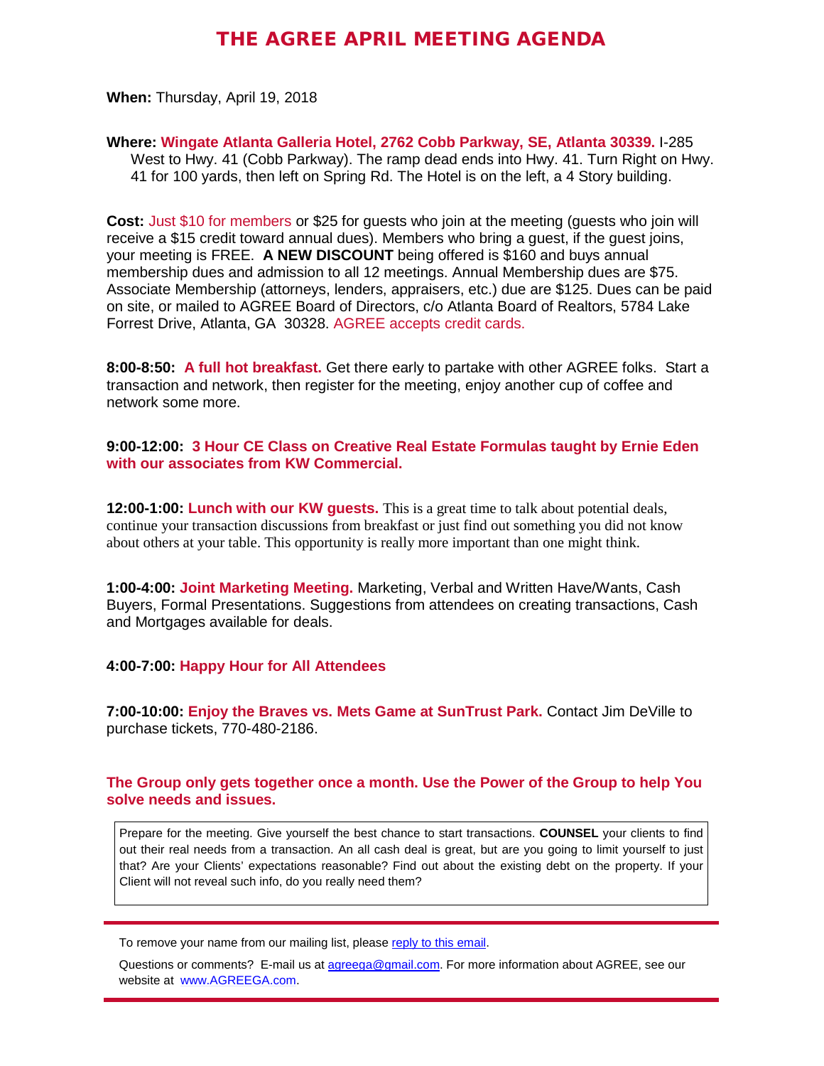# THE AGREE APRIL MEETING AGENDA

**When:** Thursday, April 19, 2018

**Where: Wingate Atlanta Galleria Hotel, 2762 Cobb Parkway, SE, Atlanta 30339.** I-285 West to Hwy. 41 (Cobb Parkway). The ramp dead ends into Hwy. 41. Turn Right on Hwy. 41 for 100 yards, then left on Spring Rd. The Hotel is on the left, a 4 Story building.

**Cost:** Just $10 for members or $25 for guests who join at the meeting (guests who join will receive a $15 credit toward annual dues). Members who bring a guest, if the guest joins, your meeting is FREE. **A NEW DISCOUNT** being offered is $160 and buys annual membership dues and admission to all 12 meetings. Annual Membership dues are $75. Associate Membership (attorneys, lenders, appraisers, etc.) due are $125. Dues can be paid on site, or mailed to AGREE Board of Directors, c/o Atlanta Board of Realtors, 5784 Lake Forrest Drive, Atlanta, GA 30328. AGREE accepts credit cards.

**8:00-8:50: A full hot breakfast.** Get there early to partake with other AGREE folks. Start a transaction and network, then register for the meeting, enjoy another cup of coffee and network some more.

**9:00-12:00: 3 Hour CE Class on Creative Real Estate Formulas taught by Ernie Eden with our associates from KW Commercial.**

**12:00-1:00: Lunch with our KW guests.** This is a great time to talk about potential deals, continue your transaction discussions from breakfast or just find out something you did not know about others at your table. This opportunity is really more important than one might think.

**1:00-4:00: Joint Marketing Meeting.** Marketing, Verbal and Written Have/Wants, Cash Buyers, Formal Presentations. Suggestions from attendees on creating transactions, Cash and Mortgages available for deals.

**4:00-7:00: Happy Hour for All Attendees**

**7:00-10:00: Enjoy the Braves vs. Mets Game at SunTrust Park.** Contact Jim DeVille to purchase tickets, 770-480-2186.

**The Group only gets together once a month. Use the Power of the Group to help You solve needs and issues.**

Prepare for the meeting. Give yourself the best chance to start transactions. **COUNSEL** your clients to find out their real needs from a transaction. An all cash deal is great, but are you going to limit yourself to just that? Are your Clients' expectations reasonable? Find out about the existing debt on the property. If your Client will not reveal such info, do you really need them?

---

To remove your name from our mailing list, please reply to this email.

Questions or comments? E-mail us at agreega@gmail.com. For more information about AGREE, see our website at www.AGREEGA.com.